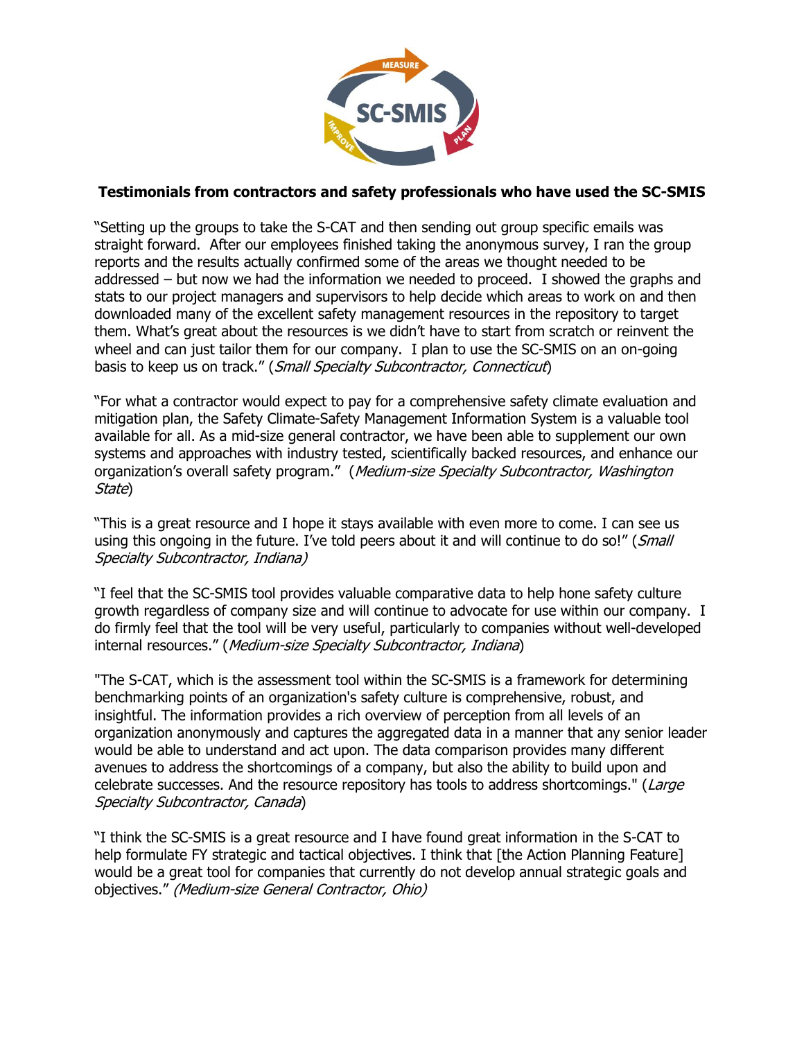**Testimonials from contractors and safety professionals who have used the SC-SMIS**

"Setting up the groups to take the S-CAT and then sending out group specific emails was straight forward. After our employees finished taking the anonymous survey, I ran the group reports and the results actually confirmed some of the areas we thought needed to be addressed – but now we had the information we needed to proceed. I showed the graphs and stats to our project managers and supervisors to help decide which areas to work on and then downloaded many of the excellent safety management resources in the repository to target them. What's great about the resources is we didn't have to start from scratch or reinvent the wheel and can just tailor them for our company. I plan to use the SC-SMIS on an on-going basis to keep us on track." (*Small Specialty Subcontractor, Connecticut*)

"For what a contractor would expect to pay for a comprehensive safety climate evaluation and mitigation plan, the Safety Climate-Safety Management Information System is a valuable tool available for all. As a mid-size general contractor, we have been able to supplement our own systems and approaches with industry tested, scientifically backed resources, and enhance our organization's overall safety program." (*Medium-size Specialty Subcontractor, Washington State*)

"This is a great resource and I hope it stays available with even more to come. I can see us using this ongoing in the future. I've told peers about it and will continue to do so!" (*Small Specialty Subcontractor, Indiana)*

"I feel that the SC-SMIS tool provides valuable comparative data to help hone safety culture growth regardless of company size and will continue to advocate for use within our company. I do firmly feel that the tool will be very useful, particularly to companies without well-developed internal resources." (*Medium-size Specialty Subcontractor, Indiana*)

"The S-CAT, which is the assessment tool within the SC-SMIS is a framework for determining benchmarking points of an organization's safety culture is comprehensive, robust, and insightful. The information provides a rich overview of perception from all levels of an organization anonymously and captures the aggregated data in a manner that any senior leader would be able to understand and act upon. The data comparison provides many different avenues to address the shortcomings of a company, but also the ability to build upon and celebrate successes. And the resource repository has tools to address shortcomings." (*Large Specialty Subcontractor, Canada*)

"I think the SC-SMIS is a great resource and I have found great information in the S-CAT to help formulate FY strategic and tactical objectives. I think that [the Action Planning Feature] would be a great tool for companies that currently do not develop annual strategic goals and objectives." *(Medium-size General Contractor, Ohio)*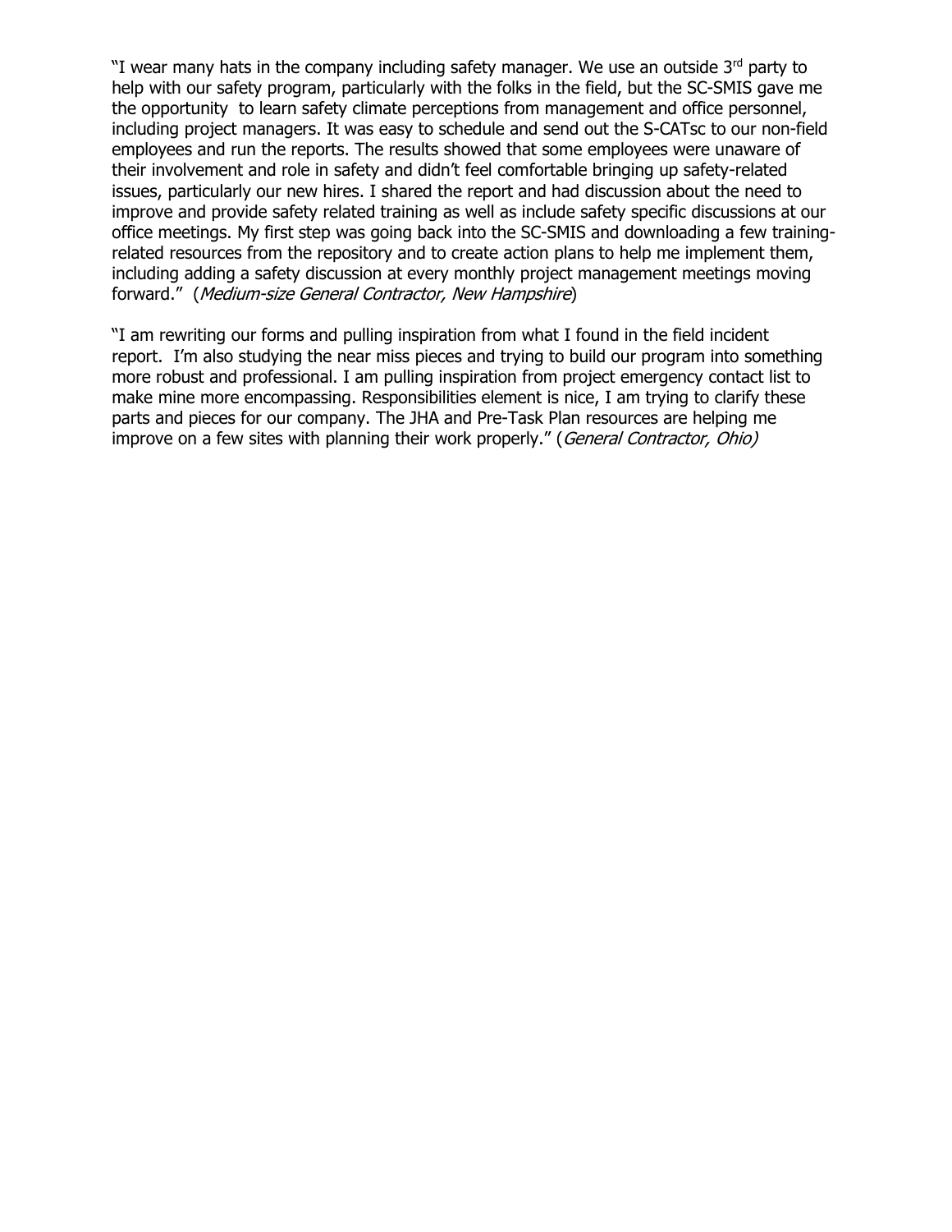"I wear many hats in the company including safety manager. We use an outside 3rd party to help with our safety program, particularly with the folks in the field, but the SC-SMIS gave me the opportunity to learn safety climate perceptions from management and office personnel, including project managers. It was easy to schedule and send out the S-CATsc to our non-field employees and run the reports. The results showed that some employees were unaware of their involvement and role in safety and didn't feel comfortable bringing up safety-related issues, particularly our new hires. I shared the report and had discussion about the need to improve and provide safety related training as well as include safety specific discussions at our office meetings. My first step was going back into the SC-SMIS and downloading a few training-related resources from the repository and to create action plans to help me implement them, including adding a safety discussion at every monthly project management meetings moving forward." (*Medium-size General Contractor, New Hampshire*)

"I am rewriting our forms and pulling inspiration from what I found in the field incident report. I'm also studying the near miss pieces and trying to build our program into something more robust and professional. I am pulling inspiration from project emergency contact list to make mine more encompassing. Responsibilities element is nice, I am trying to clarify these parts and pieces for our company. The JHA and Pre-Task Plan resources are helping me improve on a few sites with planning their work properly." (*General Contractor, Ohio)*